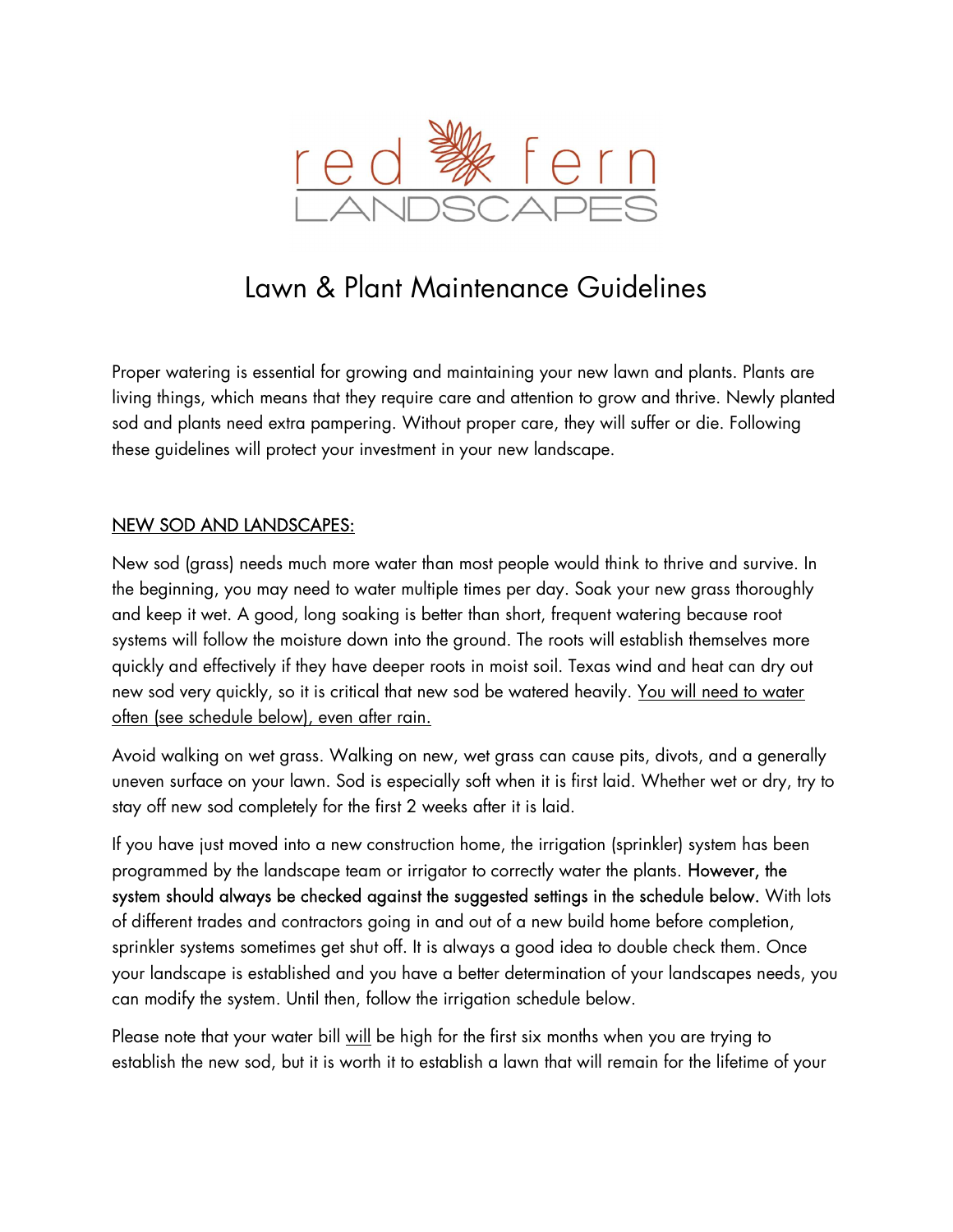red fern LANDSCAPES

# Lawn & Plant Maintenance Guidelines

Proper watering is essential for growing and maintaining your new lawn and plants. Plants are living things, which means that they require care and attention to grow and thrive. Newly planted sod and plants need extra pampering. Without proper care, they will suffer or die. Following these guidelines will protect your investment in your new landscape.

## NEW SOD AND LANDSCAPES:

New sod (grass) needs much more water than most people would think to thrive and survive. In the beginning, you may need to water multiple times per day. Soak your new grass thoroughly and keep it wet. A good, long soaking is better than short, frequent watering because root systems will follow the moisture down into the ground. The roots will establish themselves more quickly and effectively if they have deeper roots in moist soil. Texas wind and heat can dry out new sod very quickly, so it is critical that new sod be watered heavily. <u>You will need to water often (see schedule below), even after rain.</u>

Avoid walking on wet grass. Walking on new, wet grass can cause pits, divots, and a generally uneven surface on your lawn. Sod is especially soft when it is first laid. Whether wet or dry, try to stay off new sod completely for the first 2 weeks after it is laid.

If you have just moved into a new construction home, the irrigation (sprinkler) system has been programmed by the landscape team or irrigator to correctly water the plants. However, the system should always be checked against the suggested settings in the schedule below. With lots of different trades and contractors going in and out of a new build home before completion, sprinkler systems sometimes get shut off. It is always a good idea to double check them. Once your landscape is established and you have a better determination of your landscapes needs, you can modify the system. Until then, follow the irrigation schedule below.

Please note that your water bill <u>will</u> be high for the first six months when you are trying to establish the new sod, but it is worth it to establish a lawn that will remain for the lifetime of your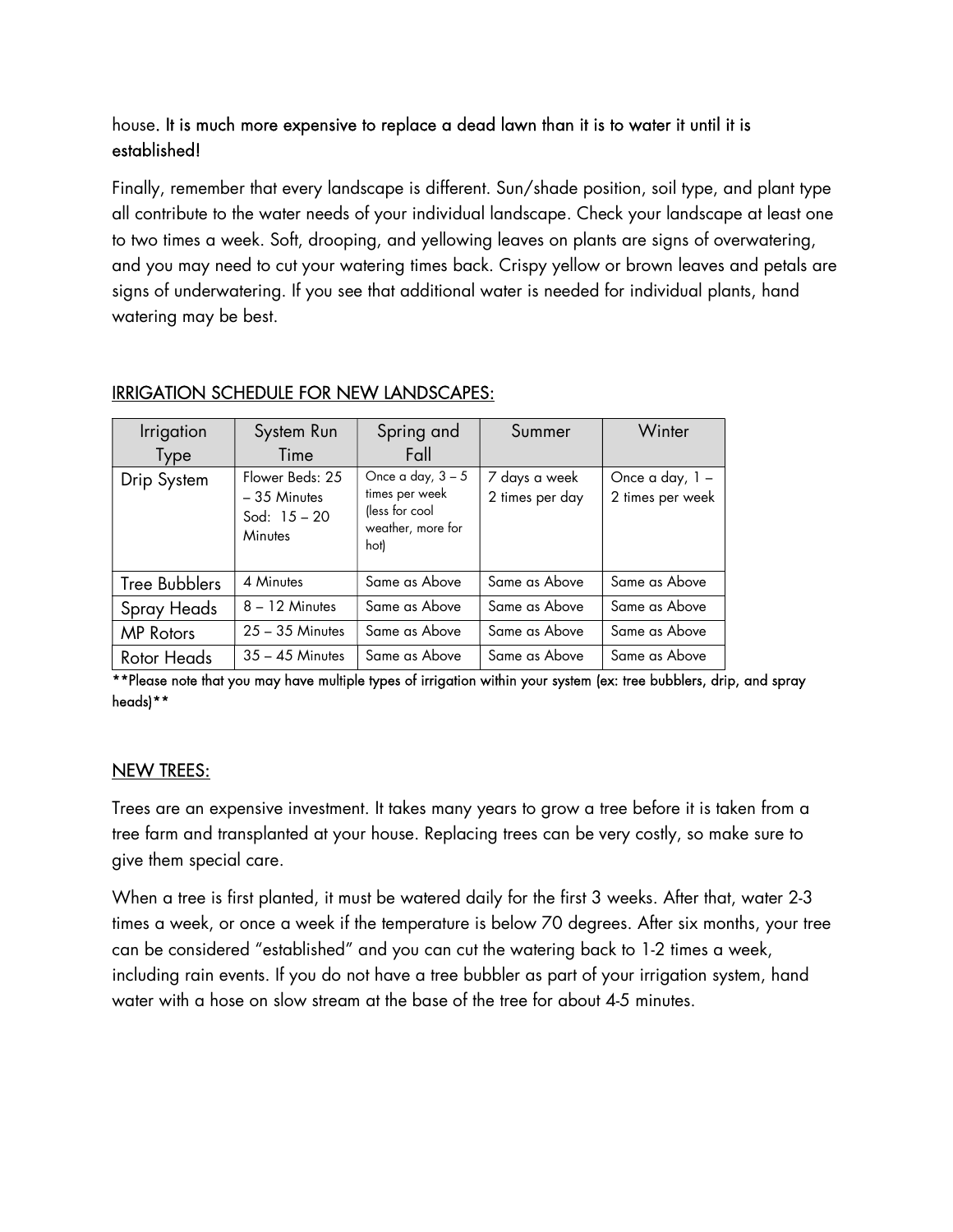house. **It is much more expensive to replace a dead lawn than it is to water it until it is established!**

Finally, remember that every landscape is different. Sun/shade position, soil type, and plant type all contribute to the water needs of your individual landscape. Check your landscape at least one to two times a week. Soft, drooping, and yellowing leaves on plants are signs of overwatering, and you may need to cut your watering times back. Crispy yellow or brown leaves and petals are signs of underwatering. If you see that additional water is needed for individual plants, hand watering may be best.

## IRRIGATION SCHEDULE FOR NEW LANDSCAPES:

| Irrigation Type | System Run Time | Spring and Fall | Summer | Winter |
|---|---|---|---|---|
| Drip System | Flower Beds: 25 – 35 Minutes Sod: 15 – 20 Minutes | Once a day, 3 – 5 times per week (less for cool weather, more for hot) | 7 days a week 2 times per day | Once a day, 1 – 2 times per week |
| Tree Bubblers | 4 Minutes | Same as Above | Same as Above | Same as Above |
| Spray Heads | 8 – 12 Minutes | Same as Above | Same as Above | Same as Above |
| MP Rotors | 25 – 35 Minutes | Same as Above | Same as Above | Same as Above |
| Rotor Heads | 35 – 45 Minutes | Same as Above | Same as Above | Same as Above |

**\*\*Please note that you may have multiple types of irrigation within your system (ex: tree bubblers, drip, and spray heads)\*\***

## NEW TREES:

Trees are an expensive investment. It takes many years to grow a tree before it is taken from a tree farm and transplanted at your house. Replacing trees can be very costly, so make sure to give them special care.

When a tree is first planted, it must be watered daily for the first 3 weeks. After that, water 2-3 times a week, or once a week if the temperature is below 70 degrees. After six months, your tree can be considered "established" and you can cut the watering back to 1-2 times a week, including rain events. If you do not have a tree bubbler as part of your irrigation system, hand water with a hose on slow stream at the base of the tree for about 4-5 minutes.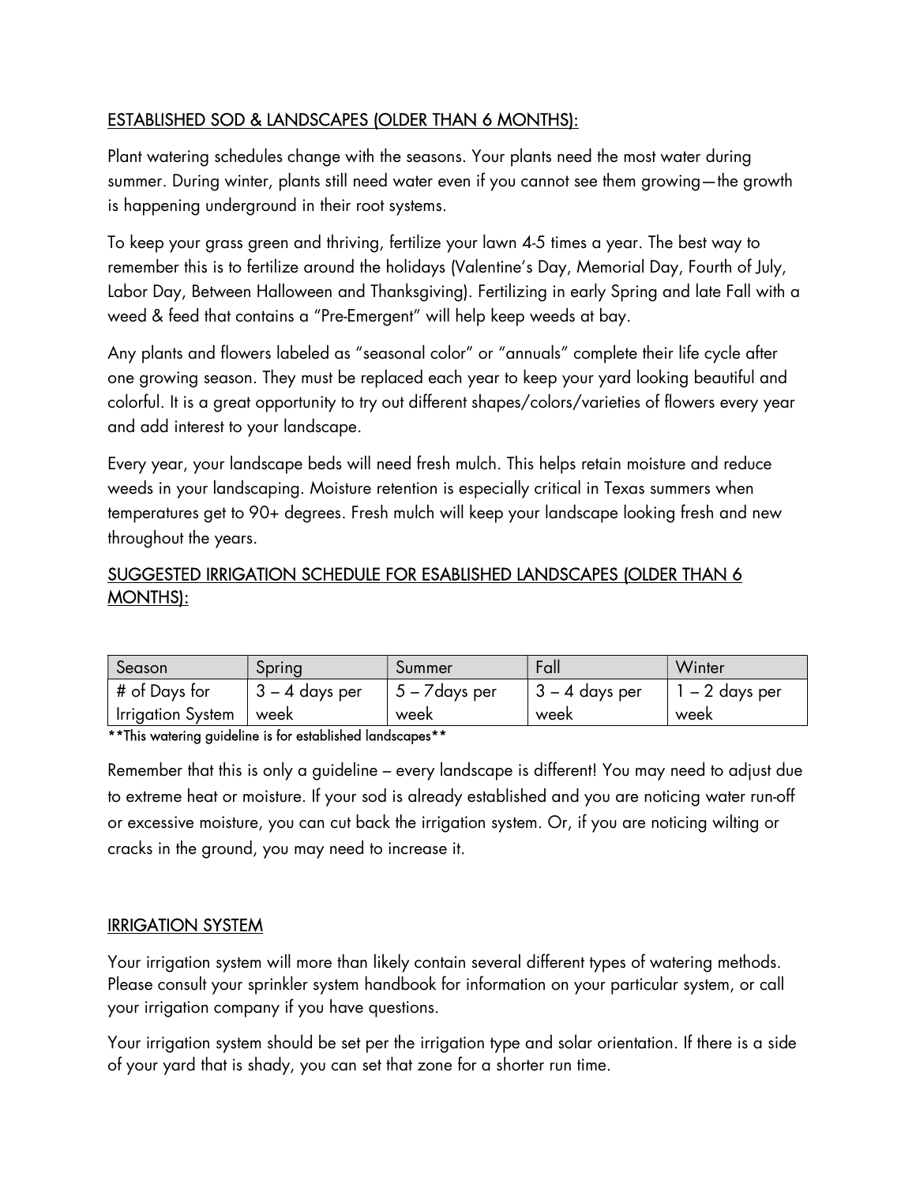## ESTABLISHED SOD & LANDSCAPES (OLDER THAN 6 MONTHS):

Plant watering schedules change with the seasons. Your plants need the most water during summer. During winter, plants still need water even if you cannot see them growing—the growth is happening underground in their root systems.

To keep your grass green and thriving, fertilize your lawn 4-5 times a year. The best way to remember this is to fertilize around the holidays (Valentine's Day, Memorial Day, Fourth of July, Labor Day, Between Halloween and Thanksgiving). Fertilizing in early Spring and late Fall with a weed & feed that contains a "Pre-Emergent" will help keep weeds at bay.

Any plants and flowers labeled as "seasonal color" or "annuals" complete their life cycle after one growing season. They must be replaced each year to keep your yard looking beautiful and colorful. It is a great opportunity to try out different shapes/colors/varieties of flowers every year and add interest to your landscape.

Every year, your landscape beds will need fresh mulch. This helps retain moisture and reduce weeds in your landscaping. Moisture retention is especially critical in Texas summers when temperatures get to 90+ degrees. Fresh mulch will keep your landscape looking fresh and new throughout the years.

## SUGGESTED IRRIGATION SCHEDULE FOR ESABLISHED LANDSCAPES (OLDER THAN 6 MONTHS):

| Season | Spring | Summer | Fall | Winter |
|---|---|---|---|---|
| # of Days for Irrigation System | 3 – 4 days per week | 5 – 7days per week | 3 – 4 days per week | 1 – 2 days per week |

**This watering guideline is for established landscapes**

Remember that this is only a guideline – every landscape is different! You may need to adjust due to extreme heat or moisture. If your sod is already established and you are noticing water run-off or excessive moisture, you can cut back the irrigation system. Or, if you are noticing wilting or cracks in the ground, you may need to increase it.

## IRRIGATION SYSTEM

Your irrigation system will more than likely contain several different types of watering methods. Please consult your sprinkler system handbook for information on your particular system, or call your irrigation company if you have questions.

Your irrigation system should be set per the irrigation type and solar orientation. If there is a side of your yard that is shady, you can set that zone for a shorter run time.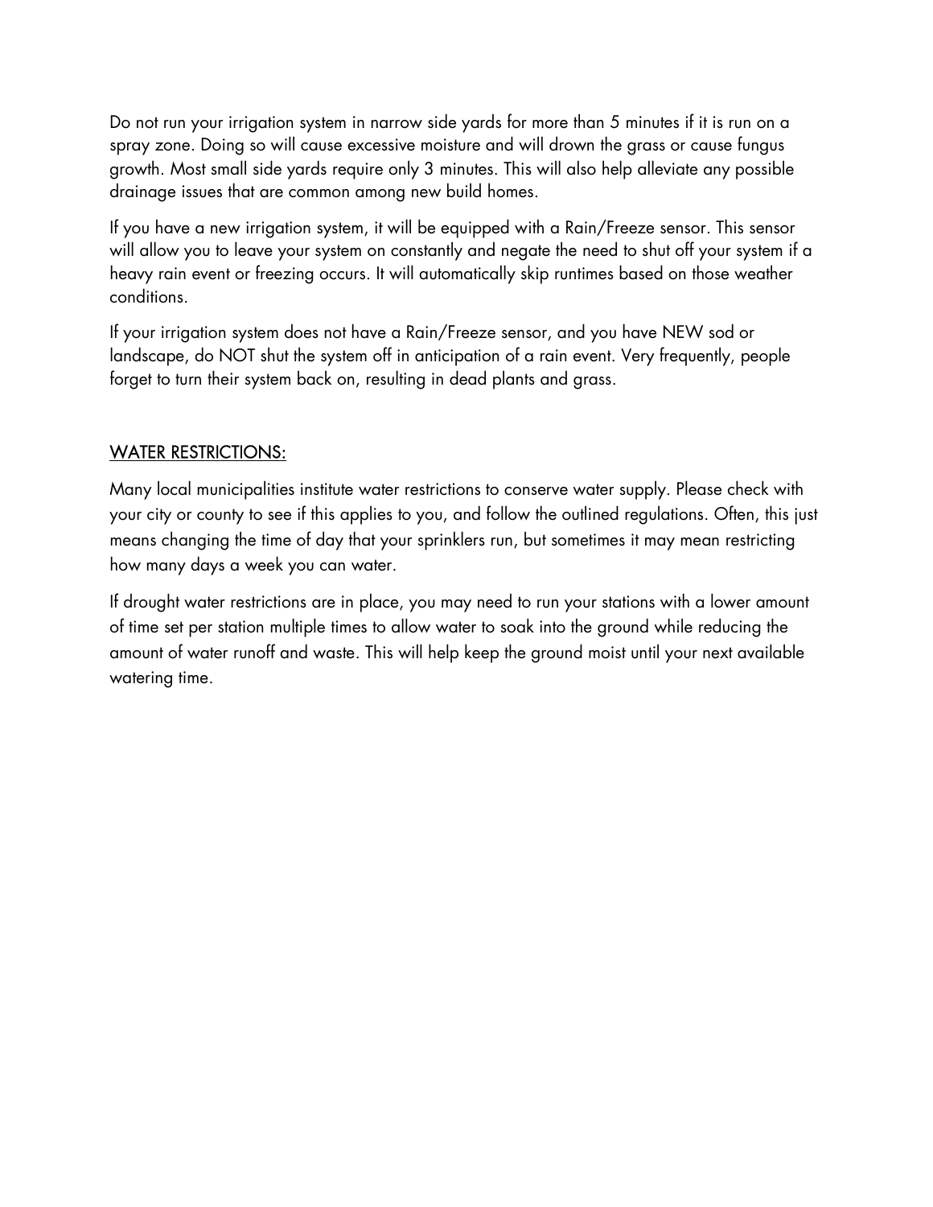Do not run your irrigation system in narrow side yards for more than 5 minutes if it is run on a spray zone. Doing so will cause excessive moisture and will drown the grass or cause fungus growth. Most small side yards require only 3 minutes. This will also help alleviate any possible drainage issues that are common among new build homes.

If you have a new irrigation system, it will be equipped with a Rain/Freeze sensor. This sensor will allow you to leave your system on constantly and negate the need to shut off your system if a heavy rain event or freezing occurs. It will automatically skip runtimes based on those weather conditions.

If your irrigation system does not have a Rain/Freeze sensor, and you have NEW sod or landscape, do NOT shut the system off in anticipation of a rain event. Very frequently, people forget to turn their system back on, resulting in dead plants and grass.

## WATER RESTRICTIONS:

Many local municipalities institute water restrictions to conserve water supply. Please check with your city or county to see if this applies to you, and follow the outlined regulations. Often, this just means changing the time of day that your sprinklers run, but sometimes it may mean restricting how many days a week you can water.

If drought water restrictions are in place, you may need to run your stations with a lower amount of time set per station multiple times to allow water to soak into the ground while reducing the amount of water runoff and waste. This will help keep the ground moist until your next available watering time.